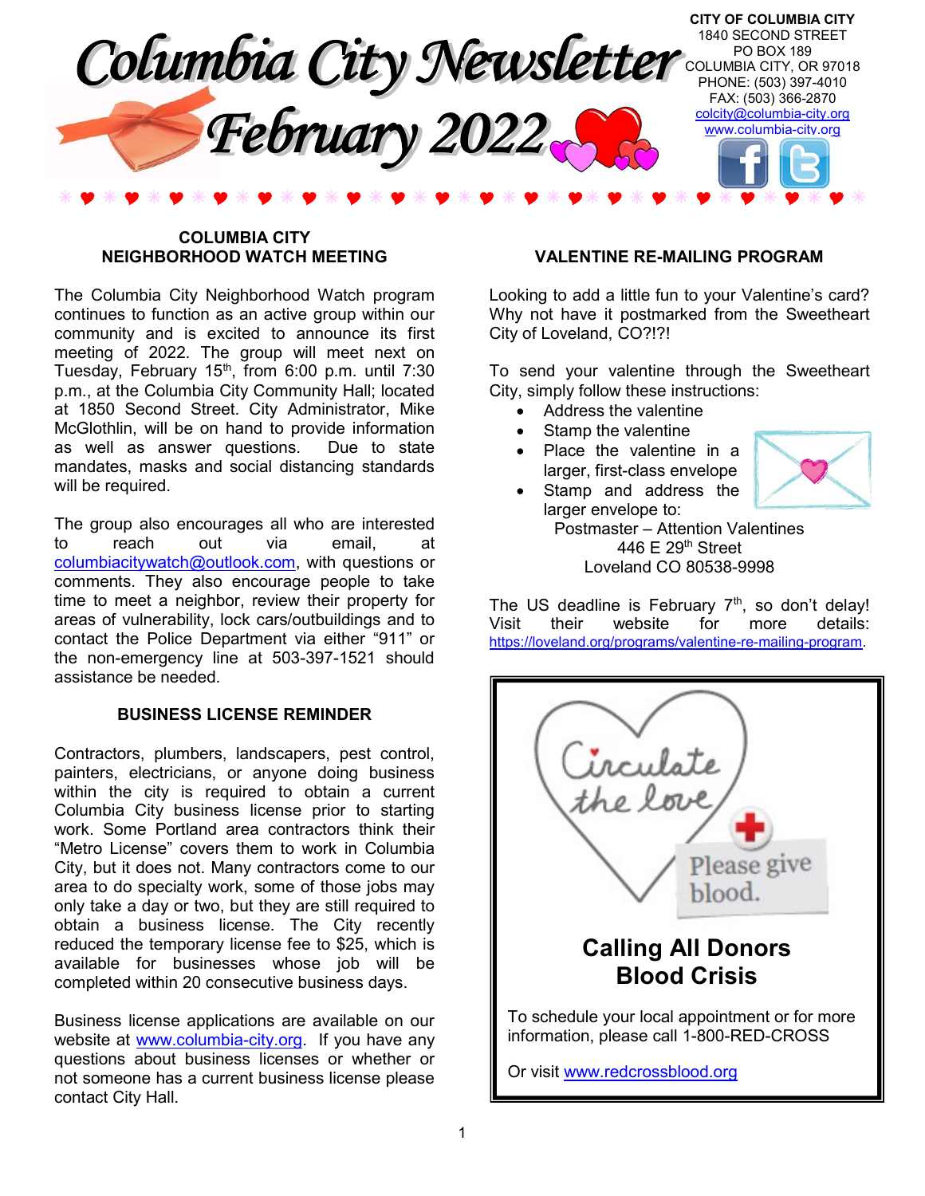# Columbia City Newsletter

## February 2022

**CITY OF COLUMBIA CITY**
1840 SECOND STREET
PO BOX 189
COLUMBIA CITY, OR 97018
PHONE: (503) 397-4010
FAX: (503) 366-2870
colcity@columbia-city.org
www.columbia-city.org

### COLUMBIA CITY NEIGHBORHOOD WATCH MEETING

The Columbia City Neighborhood Watch program continues to function as an active group within our community and is excited to announce its first meeting of 2022. The group will meet next on Tuesday, February 15th, from 6:00 p.m. until 7:30 p.m., at the Columbia City Community Hall; located at 1850 Second Street. City Administrator, Mike McGlothlin, will be on hand to provide information as well as answer questions. Due to state mandates, masks and social distancing standards will be required.

The group also encourages all who are interested to reach out via email, at columbiacitywatch@outlook.com, with questions or comments. They also encourage people to take time to meet a neighbor, review their property for areas of vulnerability, lock cars/outbuildings and to contact the Police Department via either "911" or the non-emergency line at 503-397-1521 should assistance be needed.

### BUSINESS LICENSE REMINDER

Contractors, plumbers, landscapers, pest control, painters, electricians, or anyone doing business within the city is required to obtain a current Columbia City business license prior to starting work. Some Portland area contractors think their "Metro License" covers them to work in Columbia City, but it does not. Many contractors come to our area to do specialty work, some of those jobs may only take a day or two, but they are still required to obtain a business license. The City recently reduced the temporary license fee to $25, which is available for businesses whose job will be completed within 20 consecutive business days.

Business license applications are available on our website at www.columbia-city.org. If you have any questions about business licenses or whether or not someone has a current business license please contact City Hall.

### VALENTINE RE-MAILING PROGRAM

Looking to add a little fun to your Valentine's card? Why not have it postmarked from the Sweetheart City of Loveland, CO?!?!

To send your valentine through the Sweetheart City, simply follow these instructions:

- Address the valentine
- Stamp the valentine
- Place the valentine in a larger, first-class envelope
- Stamp and address the larger envelope to:

Postmaster – Attention Valentines
446 E 29th Street
Loveland CO 80538-9998

The US deadline is February 7th, so don't delay! Visit their website for more details: https://loveland.org/programs/valentine-re-mailing-program.

---

Circulate the love

Please give blood.

**Calling All Donors**
**Blood Crisis**

To schedule your local appointment or for more information, please call 1-800-RED-CROSS

Or visit www.redcrossblood.org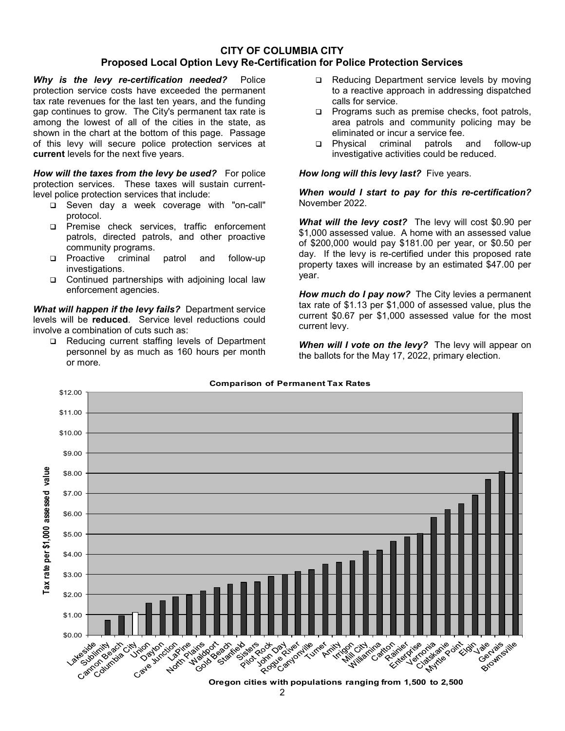# CITY OF COLUMBIA CITY

## Proposed Local Option Levy Re-Certification for Police Protection Services

***Why is the levy re-certification needed?*** Police protection service costs have exceeded the permanent tax rate revenues for the last ten years, and the funding gap continues to grow. The City's permanent tax rate is among the lowest of all of the cities in the state, as shown in the chart at the bottom of this page. Passage of this levy will secure police protection services at **current** levels for the next five years.

***How will the taxes from the levy be used?*** For police protection services. These taxes will sustain current-level police protection services that include:

- Seven day a week coverage with "on-call" protocol.
- Premise check services, traffic enforcement patrols, directed patrols, and other proactive community programs.
- Proactive criminal patrol and follow-up investigations.
- Continued partnerships with adjoining local law enforcement agencies.

***What will happen if the levy fails?*** Department service levels will be **reduced**. Service level reductions could involve a combination of cuts such as:

- Reducing current staffing levels of Department personnel by as much as 160 hours per month or more.
- Reducing Department service levels by moving to a reactive approach in addressing dispatched calls for service.
- Programs such as premise checks, foot patrols, area patrols and community policing may be eliminated or incur a service fee.
- Physical criminal patrols and follow-up investigative activities could be reduced.

***How long will this levy last?*** Five years.

***When would I start to pay for this re-certification?*** November 2022.

***What will the levy cost?*** The levy will cost $0.90 per $1,000 assessed value. A home with an assessed value of $200,000 would pay $181.00 per year, or $0.50 per day. If the levy is re-certified under this proposed rate property taxes will increase by an estimated $47.00 per year.

***How much do I pay now?*** The City levies a permanent tax rate of $1.13 per $1,000 of assessed value, plus the current $0.67 per $1,000 assessed value for the most current levy.

***When will I vote on the levy?*** The levy will appear on the ballots for the May 17, 2022, primary election.

**Comparison of Permanent Tax Rates**

Y-axis: Tax rate per $1,000 assessed value ($0.00 – $12.00)

X-axis: Oregon cities with populations ranging from 1,500 to 2,500

Cities shown (in order): Lakeside, Sublimity, Cannon Beach, Columbia City, Union, Dayton, Cave Junction, LaPine, North Plains, Waldport, Gold Beach, Stanfield, Sisters, Pilot Rock, John Day, Rogue River, Canyonville, Turner, Amity, Irrigon, Mill City, Willamina, Carlton, Rainier, Enterprise, Vernonia, Clatskanie, Myrtle Point, Elgin, Vale, Gervais, Brownsville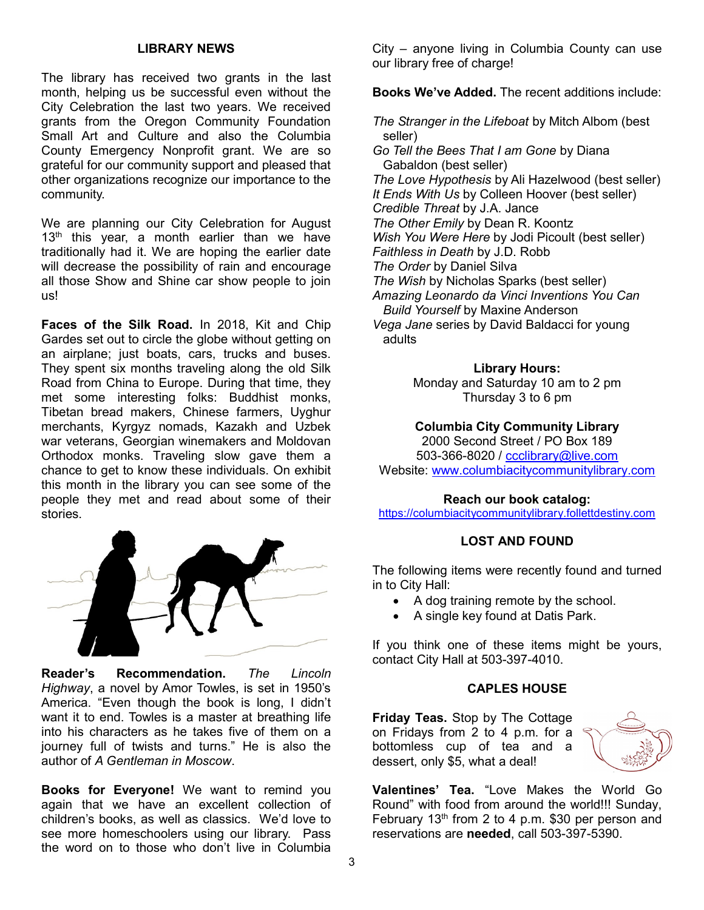## LIBRARY NEWS

The library has received two grants in the last month, helping us be successful even without the City Celebration the last two years. We received grants from the Oregon Community Foundation Small Art and Culture and also the Columbia County Emergency Nonprofit grant. We are so grateful for our community support and pleased that other organizations recognize our importance to the community.

We are planning our City Celebration for August 13th this year, a month earlier than we have traditionally had it. We are hoping the earlier date will decrease the possibility of rain and encourage all those Show and Shine car show people to join us!

**Faces of the Silk Road.** In 2018, Kit and Chip Gardes set out to circle the globe without getting on an airplane; just boats, cars, trucks and buses. They spent six months traveling along the old Silk Road from China to Europe. During that time, they met some interesting folks: Buddhist monks, Tibetan bread makers, Chinese farmers, Uyghur merchants, Kyrgyz nomads, Kazakh and Uzbek war veterans, Georgian winemakers and Moldovan Orthodox monks. Traveling slow gave them a chance to get to know these individuals. On exhibit this month in the library you can see some of the people they met and read about some of their stories.

**Reader's Recommendation.** *The Lincoln Highway*, a novel by Amor Towles, is set in 1950's America. "Even though the book is long, I didn't want it to end. Towles is a master at breathing life into his characters as he takes five of them on a journey full of twists and turns." He is also the author of *A Gentleman in Moscow*.

**Books for Everyone!** We want to remind you again that we have an excellent collection of children's books, as well as classics. We'd love to see more homeschoolers using our library. Pass the word on to those who don't live in Columbia City – anyone living in Columbia County can use our library free of charge!

**Books We've Added.** The recent additions include:

*The Stranger in the Lifeboat* by Mitch Albom (best seller)
*Go Tell the Bees That I am Gone* by Diana Gabaldon (best seller)
*The Love Hypothesis* by Ali Hazelwood (best seller)
*It Ends With Us* by Colleen Hoover (best seller)
*Credible Threat* by J.A. Jance
*The Other Emily* by Dean R. Koontz
*Wish You Were Here* by Jodi Picoult (best seller)
*Faithless in Death* by J.D. Robb
*The Order* by Daniel Silva
*The Wish* by Nicholas Sparks (best seller)
*Amazing Leonardo da Vinci Inventions You Can Build Yourself* by Maxine Anderson
*Vega Jane* series by David Baldacci for young adults

**Library Hours:**
Monday and Saturday 10 am to 2 pm
Thursday 3 to 6 pm

**Columbia City Community Library**
2000 Second Street / PO Box 189
503-366-8020 / ccclibrary@live.com
Website: www.columbiacitycommunitylibrary.com

**Reach our book catalog:**
https://columbiacitycommunitylibrary.follettdestiny.com

## LOST AND FOUND

The following items were recently found and turned in to City Hall:

- A dog training remote by the school.
- A single key found at Datis Park.

If you think one of these items might be yours, contact City Hall at 503-397-4010.

## CAPLES HOUSE

**Friday Teas.** Stop by The Cottage on Fridays from 2 to 4 p.m. for a bottomless cup of tea and a dessert, only $5, what a deal!

**Valentines' Tea.** "Love Makes the World Go Round" with food from around the world!!! Sunday, February 13th from 2 to 4 p.m. $30 per person and reservations are **needed**, call 503-397-5390.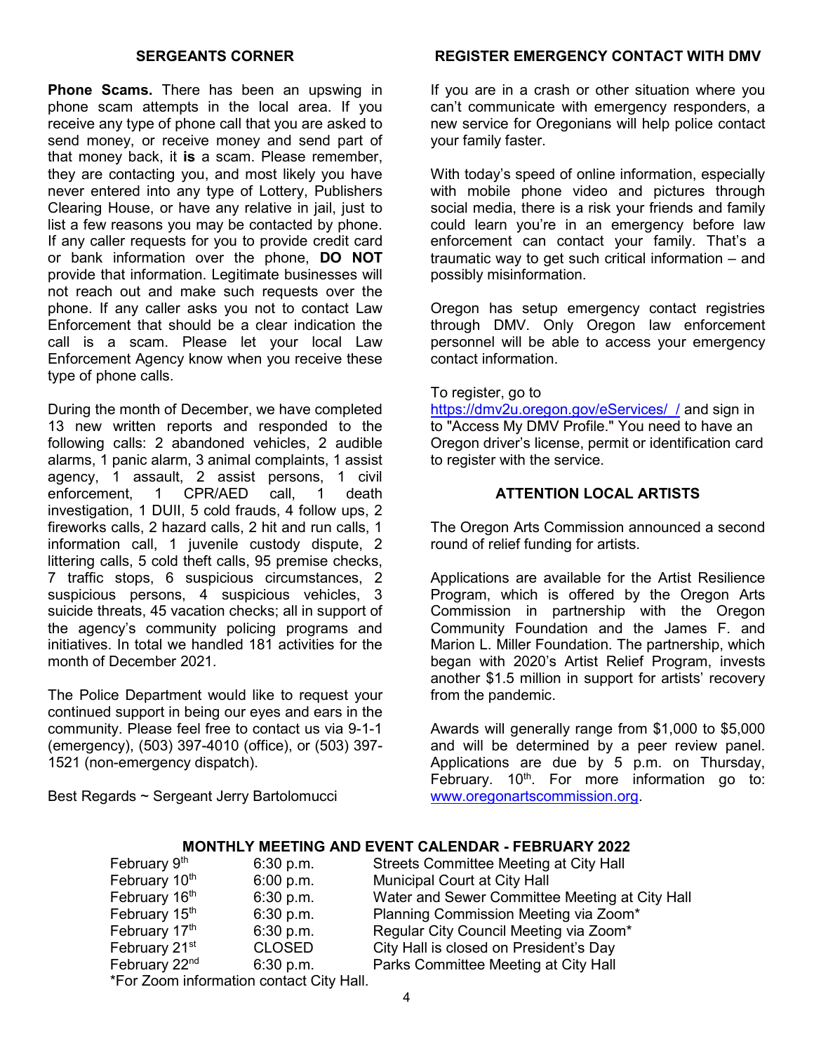## SERGEANTS CORNER

**Phone Scams.** There has been an upswing in phone scam attempts in the local area. If you receive any type of phone call that you are asked to send money, or receive money and send part of that money back, it **is** a scam. Please remember, they are contacting you, and most likely you have never entered into any type of Lottery, Publishers Clearing House, or have any relative in jail, just to list a few reasons you may be contacted by phone. If any caller requests for you to provide credit card or bank information over the phone, **DO NOT** provide that information. Legitimate businesses will not reach out and make such requests over the phone. If any caller asks you not to contact Law Enforcement that should be a clear indication the call is a scam. Please let your local Law Enforcement Agency know when you receive these type of phone calls.

During the month of December, we have completed 13 new written reports and responded to the following calls: 2 abandoned vehicles, 2 audible alarms, 1 panic alarm, 3 animal complaints, 1 assist agency, 1 assault, 2 assist persons, 1 civil enforcement, 1 CPR/AED call, 1 death investigation, 1 DUII, 5 cold frauds, 4 follow ups, 2 fireworks calls, 2 hazard calls, 2 hit and run calls, 1 information call, 1 juvenile custody dispute, 2 littering calls, 5 cold theft calls, 95 premise checks, 7 traffic stops, 6 suspicious circumstances, 2 suspicious persons, 4 suspicious vehicles, 3 suicide threats, 45 vacation checks; all in support of the agency's community policing programs and initiatives. In total we handled 181 activities for the month of December 2021.

The Police Department would like to request your continued support in being our eyes and ears in the community. Please feel free to contact us via 9-1-1 (emergency), (503) 397-4010 (office), or (503) 397-1521 (non-emergency dispatch).

Best Regards ~ Sergeant Jerry Bartolomucci

## REGISTER EMERGENCY CONTACT WITH DMV

If you are in a crash or other situation where you can't communicate with emergency responders, a new service for Oregonians will help police contact your family faster.

With today's speed of online information, especially with mobile phone video and pictures through social media, there is a risk your friends and family could learn you're in an emergency before law enforcement can contact your family. That's a traumatic way to get such critical information – and possibly misinformation.

Oregon has setup emergency contact registries through DMV. Only Oregon law enforcement personnel will be able to access your emergency contact information.

To register, go to https://dmv2u.oregon.gov/eServices/_/ and sign in to "Access My DMV Profile." You need to have an Oregon driver's license, permit or identification card to register with the service.

## ATTENTION LOCAL ARTISTS

The Oregon Arts Commission announced a second round of relief funding for artists.

Applications are available for the Artist Resilience Program, which is offered by the Oregon Arts Commission in partnership with the Oregon Community Foundation and the James F. and Marion L. Miller Foundation. The partnership, which began with 2020's Artist Relief Program, invests another $1.5 million in support for artists' recovery from the pandemic.

Awards will generally range from $1,000 to $5,000 and will be determined by a peer review panel. Applications are due by 5 p.m. on Thursday, February. 10th. For more information go to: www.oregonartscommission.org.

## MONTHLY MEETING AND EVENT CALENDAR - FEBRUARY 2022

| | | |
|---|---|---|
| February 9th | 6:30 p.m. | Streets Committee Meeting at City Hall |
| February 10th | 6:00 p.m. | Municipal Court at City Hall |
| February 16th | 6:30 p.m. | Water and Sewer Committee Meeting at City Hall |
| February 15th | 6:30 p.m. | Planning Commission Meeting via Zoom* |
| February 17th | 6:30 p.m. | Regular City Council Meeting via Zoom* |
| February 21st | CLOSED | City Hall is closed on President's Day |
| February 22nd | 6:30 p.m. | Parks Committee Meeting at City Hall |

*For Zoom information contact City Hall.